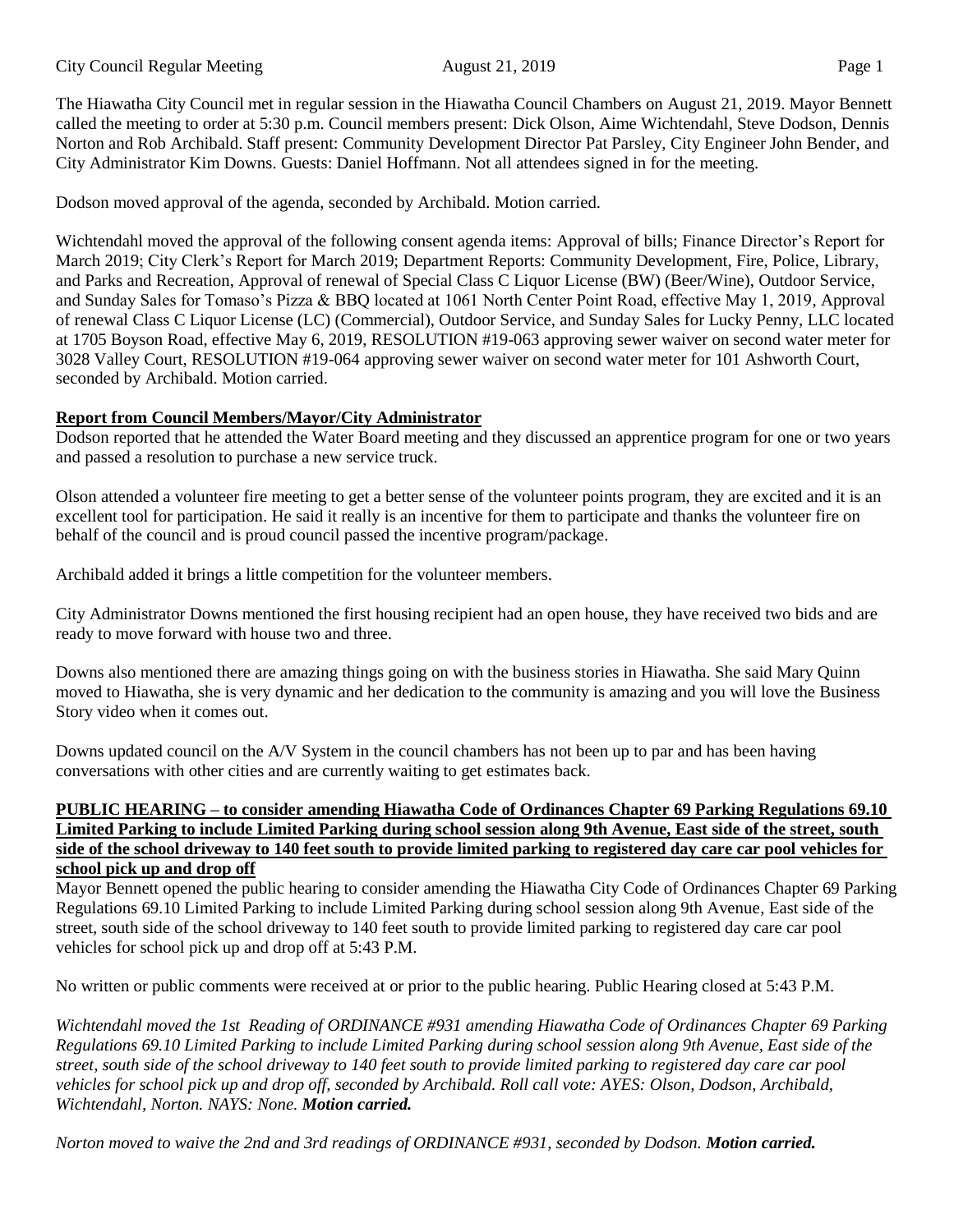The Hiawatha City Council met in regular session in the Hiawatha Council Chambers on August 21, 2019. Mayor Bennett called the meeting to order at 5:30 p.m. Council members present: Dick Olson, Aime Wichtendahl, Steve Dodson, Dennis Norton and Rob Archibald. Staff present: Community Development Director Pat Parsley, City Engineer John Bender, and City Administrator Kim Downs. Guests: Daniel Hoffmann. Not all attendees signed in for the meeting.

Dodson moved approval of the agenda, seconded by Archibald. Motion carried.

Wichtendahl moved the approval of the following consent agenda items: Approval of bills; Finance Director's Report for March 2019; City Clerk's Report for March 2019; Department Reports: Community Development, Fire, Police, Library, and Parks and Recreation, Approval of renewal of Special Class C Liquor License (BW) (Beer/Wine), Outdoor Service, and Sunday Sales for Tomaso's Pizza & BBQ located at 1061 North Center Point Road, effective May 1, 2019, Approval of renewal Class C Liquor License (LC) (Commercial), Outdoor Service, and Sunday Sales for Lucky Penny, LLC located at 1705 Boyson Road, effective May 6, 2019, RESOLUTION #19-063 approving sewer waiver on second water meter for 3028 Valley Court, RESOLUTION #19-064 approving sewer waiver on second water meter for 101 Ashworth Court, seconded by Archibald. Motion carried.

**Report from Council Members/Mayor/City Administrator**

Dodson reported that he attended the Water Board meeting and they discussed an apprentice program for one or two years and passed a resolution to purchase a new service truck.

Olson attended a volunteer fire meeting to get a better sense of the volunteer points program, they are excited and it is an excellent tool for participation. He said it really is an incentive for them to participate and thanks the volunteer fire on behalf of the council and is proud council passed the incentive program/package.

Archibald added it brings a little competition for the volunteer members.

City Administrator Downs mentioned the first housing recipient had an open house, they have received two bids and are ready to move forward with house two and three.

Downs also mentioned there are amazing things going on with the business stories in Hiawatha. She said Mary Quinn moved to Hiawatha, she is very dynamic and her dedication to the community is amazing and you will love the Business Story video when it comes out.

Downs updated council on the A/V System in the council chambers has not been up to par and has been having conversations with other cities and are currently waiting to get estimates back.

**PUBLIC HEARING – to consider amending Hiawatha Code of Ordinances Chapter 69 Parking Regulations 69.10 Limited Parking to include Limited Parking during school session along 9th Avenue, East side of the street, south side of the school driveway to 140 feet south to provide limited parking to registered day care car pool vehicles for school pick up and drop off**

Mayor Bennett opened the public hearing to consider amending the Hiawatha City Code of Ordinances Chapter 69 Parking Regulations 69.10 Limited Parking to include Limited Parking during school session along 9th Avenue, East side of the street, south side of the school driveway to 140 feet south to provide limited parking to registered day care car pool vehicles for school pick up and drop off at 5:43 P.M.

No written or public comments were received at or prior to the public hearing. Public Hearing closed at 5:43 P.M.

*Wichtendahl moved the 1st Reading of ORDINANCE #931 amending Hiawatha Code of Ordinances Chapter 69 Parking Regulations 69.10 Limited Parking to include Limited Parking during school session along 9th Avenue, East side of the street, south side of the school driveway to 140 feet south to provide limited parking to registered day care car pool vehicles for school pick up and drop off, seconded by Archibald. Roll call vote: AYES: Olson, Dodson, Archibald, Wichtendahl, Norton. NAYS: None.* ***Motion carried.***

*Norton moved to waive the 2nd and 3rd readings of ORDINANCE #931, seconded by Dodson.* ***Motion carried.***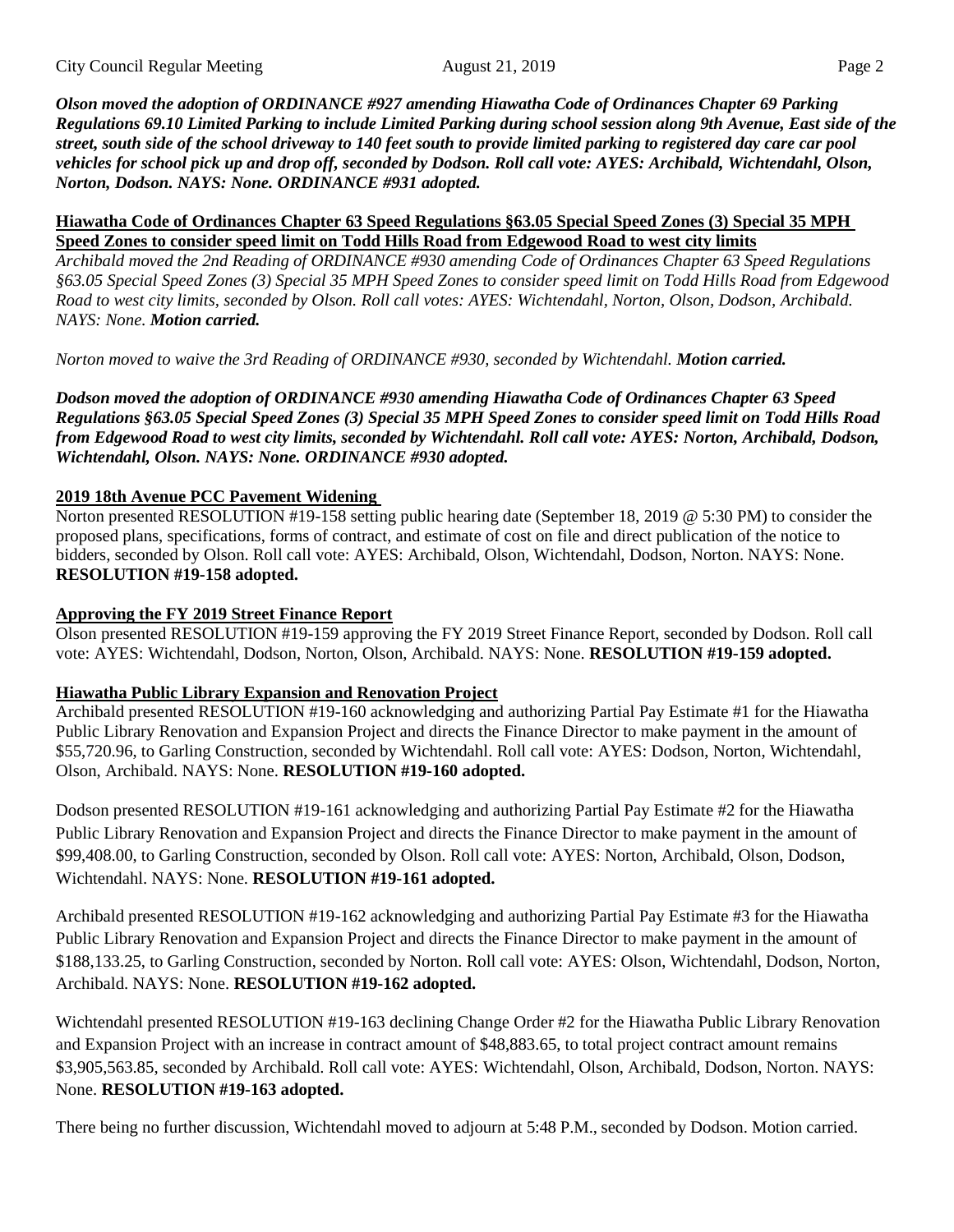***Olson moved the adoption of ORDINANCE #927 amending Hiawatha Code of Ordinances Chapter 69 Parking Regulations 69.10 Limited Parking to include Limited Parking during school session along 9th Avenue, East side of the street, south side of the school driveway to 140 feet south to provide limited parking to registered day care car pool vehicles for school pick up and drop off, seconded by Dodson. Roll call vote: AYES: Archibald, Wichtendahl, Olson, Norton, Dodson. NAYS: None. ORDINANCE #931 adopted.***

**Hiawatha Code of Ordinances Chapter 63 Speed Regulations §63.05 Special Speed Zones (3) Special 35 MPH Speed Zones to consider speed limit on Todd Hills Road from Edgewood Road to west city limits**

*Archibald moved the 2nd Reading of ORDINANCE #930 amending Code of Ordinances Chapter 63 Speed Regulations §63.05 Special Speed Zones (3) Special 35 MPH Speed Zones to consider speed limit on Todd Hills Road from Edgewood Road to west city limits, seconded by Olson. Roll call votes: AYES: Wichtendahl, Norton, Olson, Dodson, Archibald. NAYS: None.* ***Motion carried.***

*Norton moved to waive the 3rd Reading of ORDINANCE #930, seconded by Wichtendahl.* ***Motion carried.***

***Dodson moved the adoption of ORDINANCE #930 amending Hiawatha Code of Ordinances Chapter 63 Speed Regulations §63.05 Special Speed Zones (3) Special 35 MPH Speed Zones to consider speed limit on Todd Hills Road from Edgewood Road to west city limits, seconded by Wichtendahl. Roll call vote: AYES: Norton, Archibald, Dodson, Wichtendahl, Olson. NAYS: None. ORDINANCE #930 adopted.***

**2019 18th Avenue PCC Pavement Widening**

Norton presented RESOLUTION #19-158 setting public hearing date (September 18, 2019 @ 5:30 PM) to consider the proposed plans, specifications, forms of contract, and estimate of cost on file and direct publication of the notice to bidders, seconded by Olson. Roll call vote: AYES: Archibald, Olson, Wichtendahl, Dodson, Norton. NAYS: None. **RESOLUTION #19-158 adopted.**

**Approving the FY 2019 Street Finance Report**

Olson presented RESOLUTION #19-159 approving the FY 2019 Street Finance Report, seconded by Dodson. Roll call vote: AYES: Wichtendahl, Dodson, Norton, Olson, Archibald. NAYS: None. **RESOLUTION #19-159 adopted.**

**Hiawatha Public Library Expansion and Renovation Project**

Archibald presented RESOLUTION #19-160 acknowledging and authorizing Partial Pay Estimate #1 for the Hiawatha Public Library Renovation and Expansion Project and directs the Finance Director to make payment in the amount of $55,720.96, to Garling Construction, seconded by Wichtendahl. Roll call vote: AYES: Dodson, Norton, Wichtendahl, Olson, Archibald. NAYS: None. **RESOLUTION #19-160 adopted.**

Dodson presented RESOLUTION #19-161 acknowledging and authorizing Partial Pay Estimate #2 for the Hiawatha Public Library Renovation and Expansion Project and directs the Finance Director to make payment in the amount of $99,408.00, to Garling Construction, seconded by Olson. Roll call vote: AYES: Norton, Archibald, Olson, Dodson, Wichtendahl. NAYS: None. **RESOLUTION #19-161 adopted.**

Archibald presented RESOLUTION #19-162 acknowledging and authorizing Partial Pay Estimate #3 for the Hiawatha Public Library Renovation and Expansion Project and directs the Finance Director to make payment in the amount of $188,133.25, to Garling Construction, seconded by Norton. Roll call vote: AYES: Olson, Wichtendahl, Dodson, Norton, Archibald. NAYS: None. **RESOLUTION #19-162 adopted.**

Wichtendahl presented RESOLUTION #19-163 declining Change Order #2 for the Hiawatha Public Library Renovation and Expansion Project with an increase in contract amount of $48,883.65, to total project contract amount remains $3,905,563.85, seconded by Archibald. Roll call vote: AYES: Wichtendahl, Olson, Archibald, Dodson, Norton. NAYS: None. **RESOLUTION #19-163 adopted.**

There being no further discussion, Wichtendahl moved to adjourn at 5:48 P.M., seconded by Dodson. Motion carried.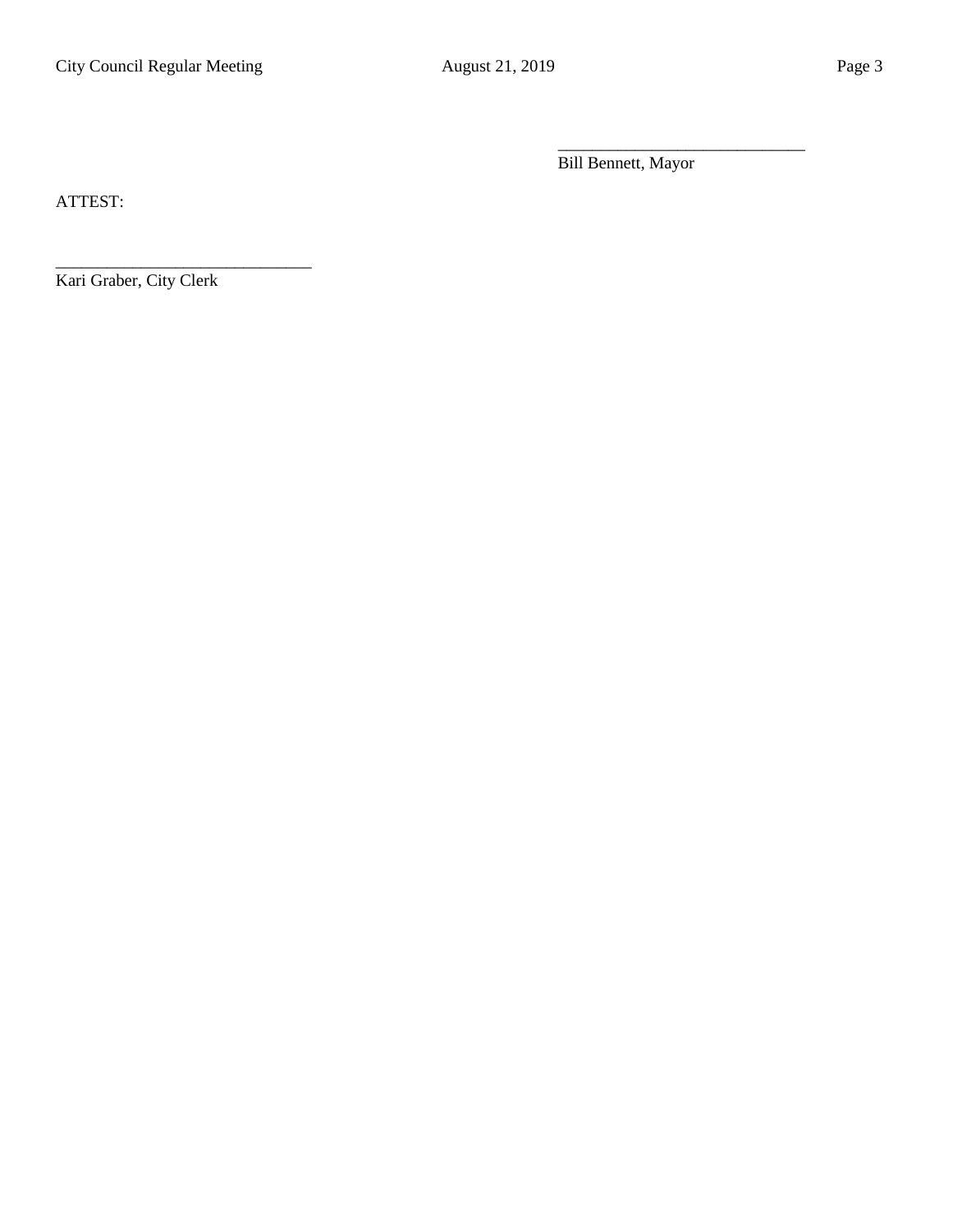\_\_\_\_\_\_\_\_\_\_\_\_\_\_\_\_\_\_\_\_\_\_\_\_\_\_\_\_\_\_
Bill Bennett, Mayor

ATTEST:

\_\_\_\_\_\_\_\_\_\_\_\_\_\_\_\_\_\_\_\_\_\_\_\_\_\_\_\_\_\_
Kari Graber, City Clerk